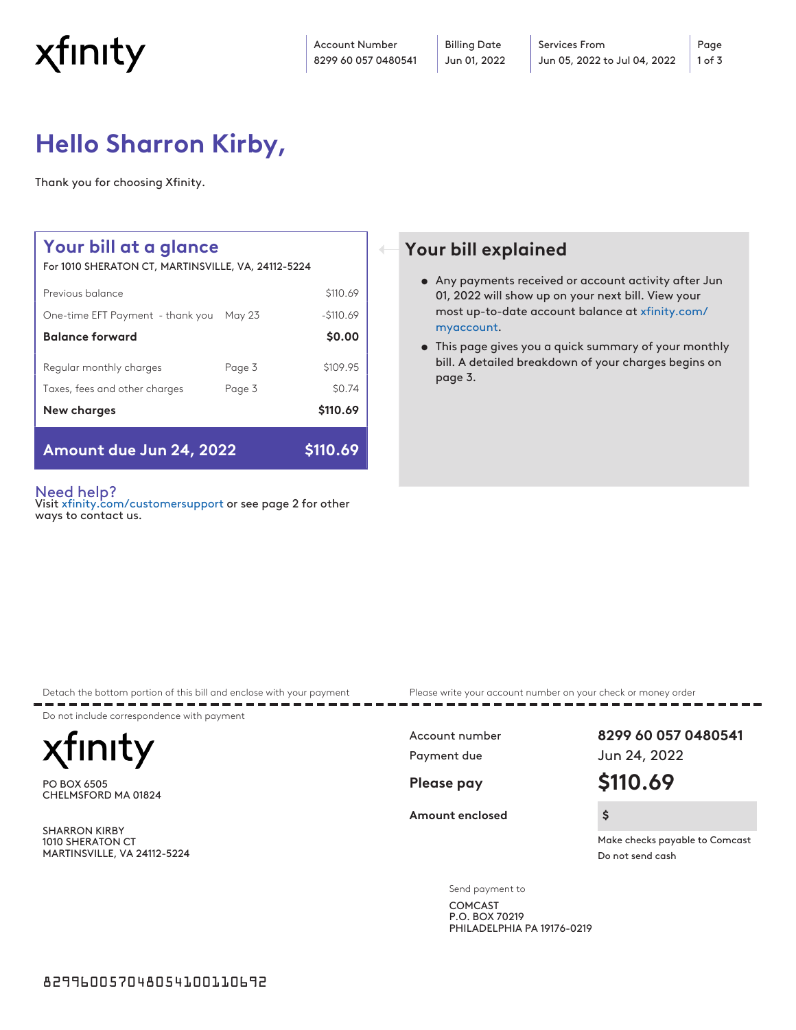xfinity

| Account Number | Billing Date | Services From |
| --- | --- | --- |
| 8299 60 057 0480541 | Jun 01, 2022 | Jun 05, 2022 to Jul 04, 2022 |

# Hello Sharron Kirby,

Thank you for choosing Xfinity.

## Your bill at a glance

For 1010 SHERATON CT, MARTINSVILLE, VA, 24112-5224

| | | |
| --- | --- | --- |
| Previous balance | | $110.69 |
| One-time EFT Payment - thank you | May 23 | -$110.69 |
| **Balance forward** | | **$0.00** |
| Regular monthly charges | Page 3 | $109.95 |
| Taxes, fees and other charges | Page 3 | $0.74 |
| **New charges** | | **$110.69** |
| **Amount due Jun 24, 2022** | | **$110.69** |

## Your bill explained

- Any payments received or account activity after Jun 01, 2022 will show up on your next bill. View your most up-to-date account balance at xfinity.com/myaccount.
- This page gives you a quick summary of your monthly bill. A detailed breakdown of your charges begins on page 3.

### Need help?

Visit xfinity.com/customersupport or see page 2 for other ways to contact us.

Detach the bottom portion of this bill and enclose with your payment

Please write your account number on your check or money order

Do not include correspondence with payment

xfinity

PO BOX 6505
CHELMSFORD MA 01824

SHARRON KIRBY
1010 SHERATON CT
MARTINSVILLE, VA 24112-5224

| | |
| --- | --- |
| Account number | **8299 60 057 0480541** |
| Payment due | Jun 24, 2022 |
| **Please pay** | **$110.69** |
| **Amount enclosed** | $ |

Make checks payable to Comcast
Do not send cash

Send payment to
COMCAST
P.O. BOX 70219
PHILADELPHIA PA 19176-0219

829960057048054100110692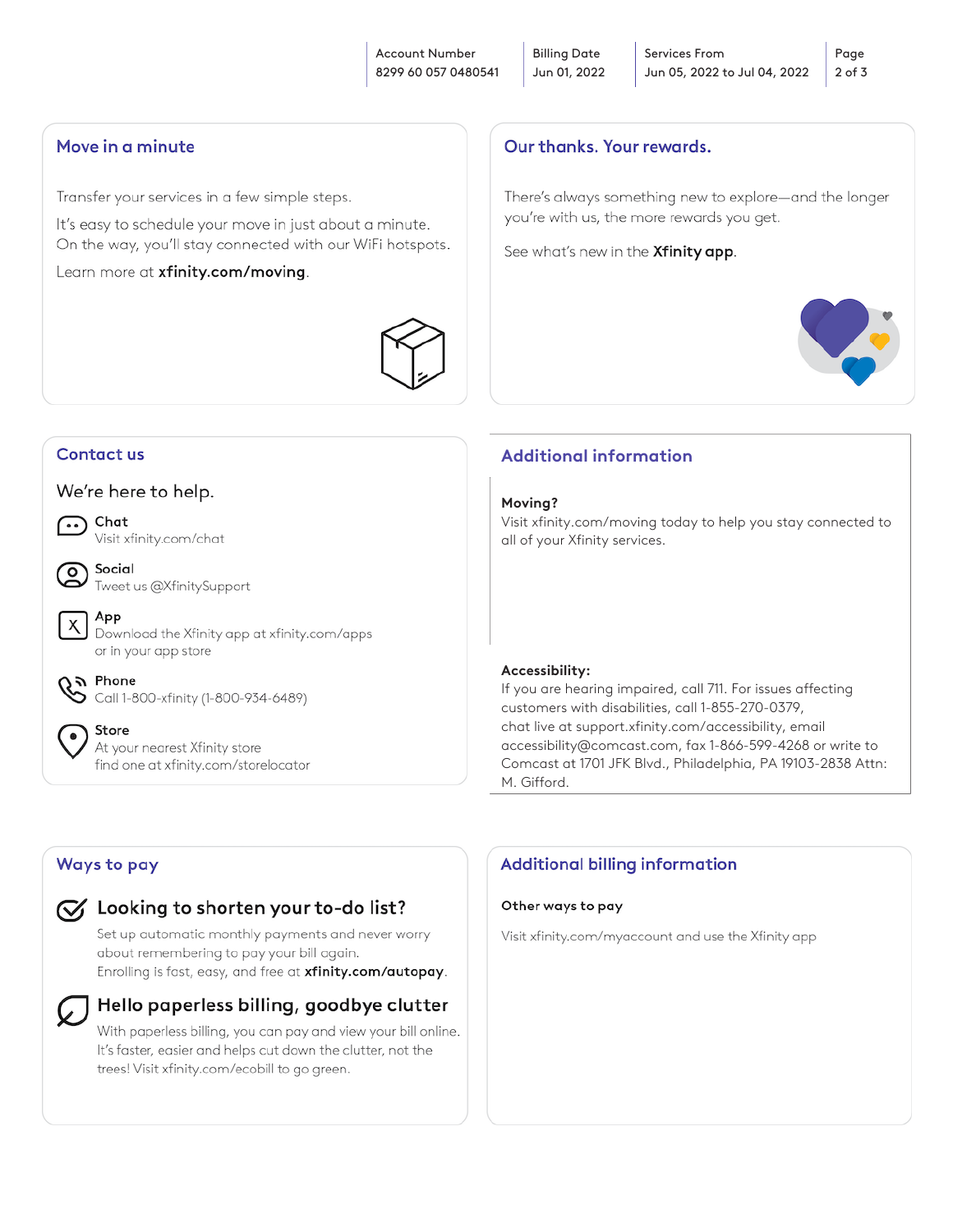| Account Number | Billing Date | Services From |
|---|---|---|
| 8299 60 057 0480541 | Jun 01, 2022 | Jun 05, 2022 to Jul 04, 2022 |

## Move in a minute

Transfer your services in a few simple steps.

It's easy to schedule your move in just about a minute. On the way, you'll stay connected with our WiFi hotspots.

Learn more at **xfinity.com/moving**.

## Our thanks. Your rewards.

There's always something new to explore—and the longer you're with us, the more rewards you get.

See what's new in the **Xfinity app**.

## Contact us

We're here to help.

**Chat**
Visit xfinity.com/chat

**Social**
Tweet us @XfinitySupport

**App**
Download the Xfinity app at xfinity.com/apps or in your app store

**Phone**
Call 1-800-xfinity (1-800-934-6489)

**Store**
At your nearest Xfinity store find one at xfinity.com/storelocator

## Additional information

**Moving?**
Visit xfinity.com/moving today to help you stay connected to all of your Xfinity services.

**Accessibility:**
If you are hearing impaired, call 711. For issues affecting customers with disabilities, call 1-855-270-0379, chat live at support.xfinity.com/accessibility, email accessibility@comcast.com, fax 1-866-599-4268 or write to Comcast at 1701 JFK Blvd., Philadelphia, PA 19103-2838 Attn: M. Gifford.

## Ways to pay

### Looking to shorten your to-do list?

Set up automatic monthly payments and never worry about remembering to pay your bill again. Enrolling is fast, easy, and free at **xfinity.com/autopay**.

### Hello paperless billing, goodbye clutter

With paperless billing, you can pay and view your bill online. It's faster, easier and helps cut down the clutter, not the trees! Visit xfinity.com/ecobill to go green.

## Additional billing information

**Other ways to pay**

Visit xfinity.com/myaccount and use the Xfinity app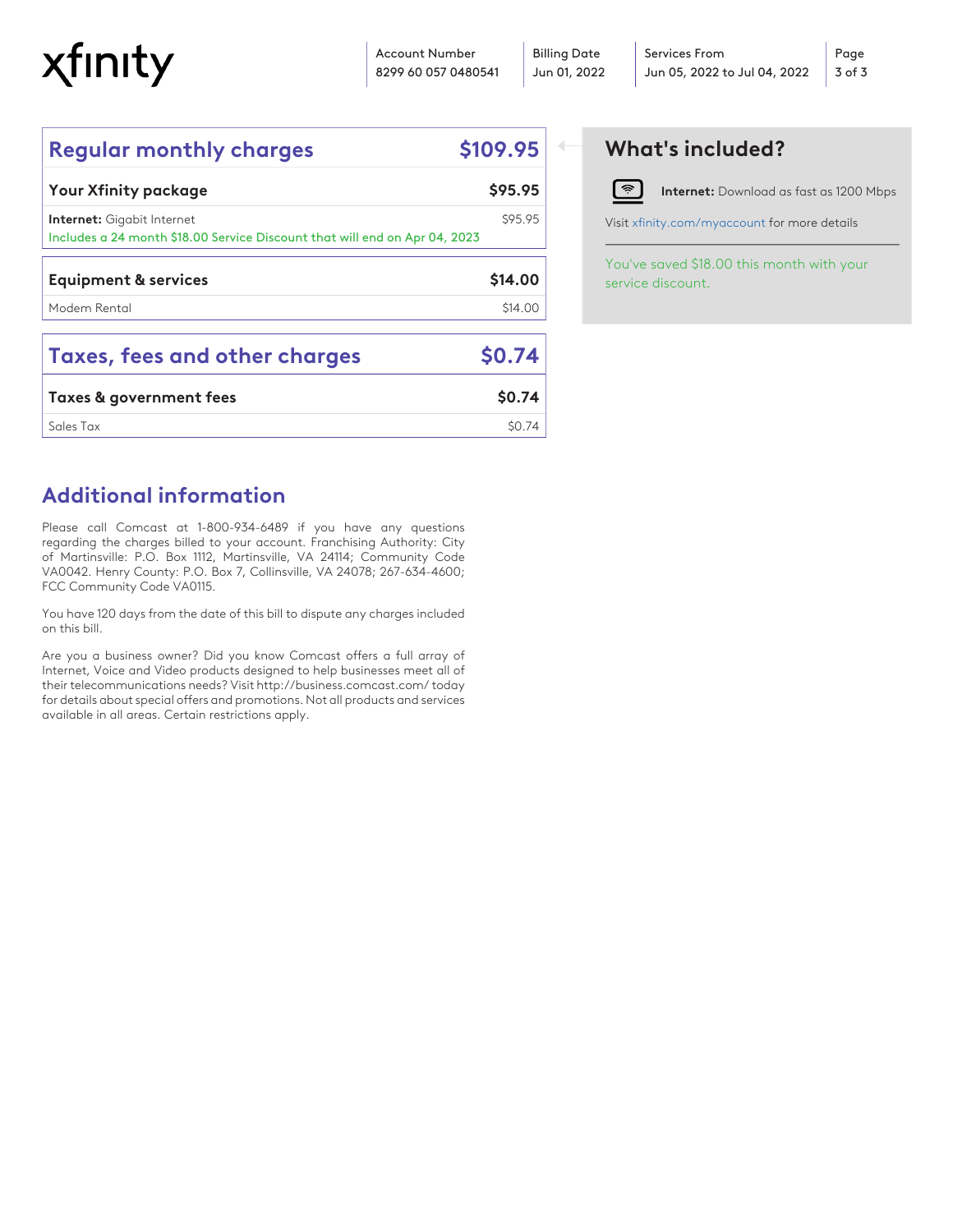| Account Number | Billing Date | Services From |
| --- | --- | --- |
| 8299 60 057 0480541 | Jun 01, 2022 | Jun 05, 2022 to Jul 04, 2022 |

## Regular monthly charges — $109.95

| Your Xfinity package | $95.95 |
| --- | --- |
| **Internet:** Gigabit Internet<br>Includes a 24 month $18.00 Service Discount that will end on Apr 04, 2023 | $95.95 |

| Equipment & services | $14.00 |
| --- | --- |
| Modem Rental | $14.00 |

## Taxes, fees and other charges — $0.74

| Taxes & government fees | $0.74 |
| --- | --- |
| Sales Tax | $0.74 |

## What's included?

**Internet:** Download as fast as 1200 Mbps

Visit xfinity.com/myaccount for more details

You've saved $18.00 this month with your service discount.

## Additional information

Please call Comcast at 1-800-934-6489 if you have any questions regarding the charges billed to your account. Franchising Authority: City of Martinsville: P.O. Box 1112, Martinsville, VA 24114; Community Code VA0042. Henry County: P.O. Box 7, Collinsville, VA 24078; 267-634-4600; FCC Community Code VA0115.

You have 120 days from the date of this bill to dispute any charges included on this bill.

Are you a business owner? Did you know Comcast offers a full array of Internet, Voice and Video products designed to help businesses meet all of their telecommunications needs? Visit http://business.comcast.com/ today for details about special offers and promotions. Not all products and services available in all areas. Certain restrictions apply.